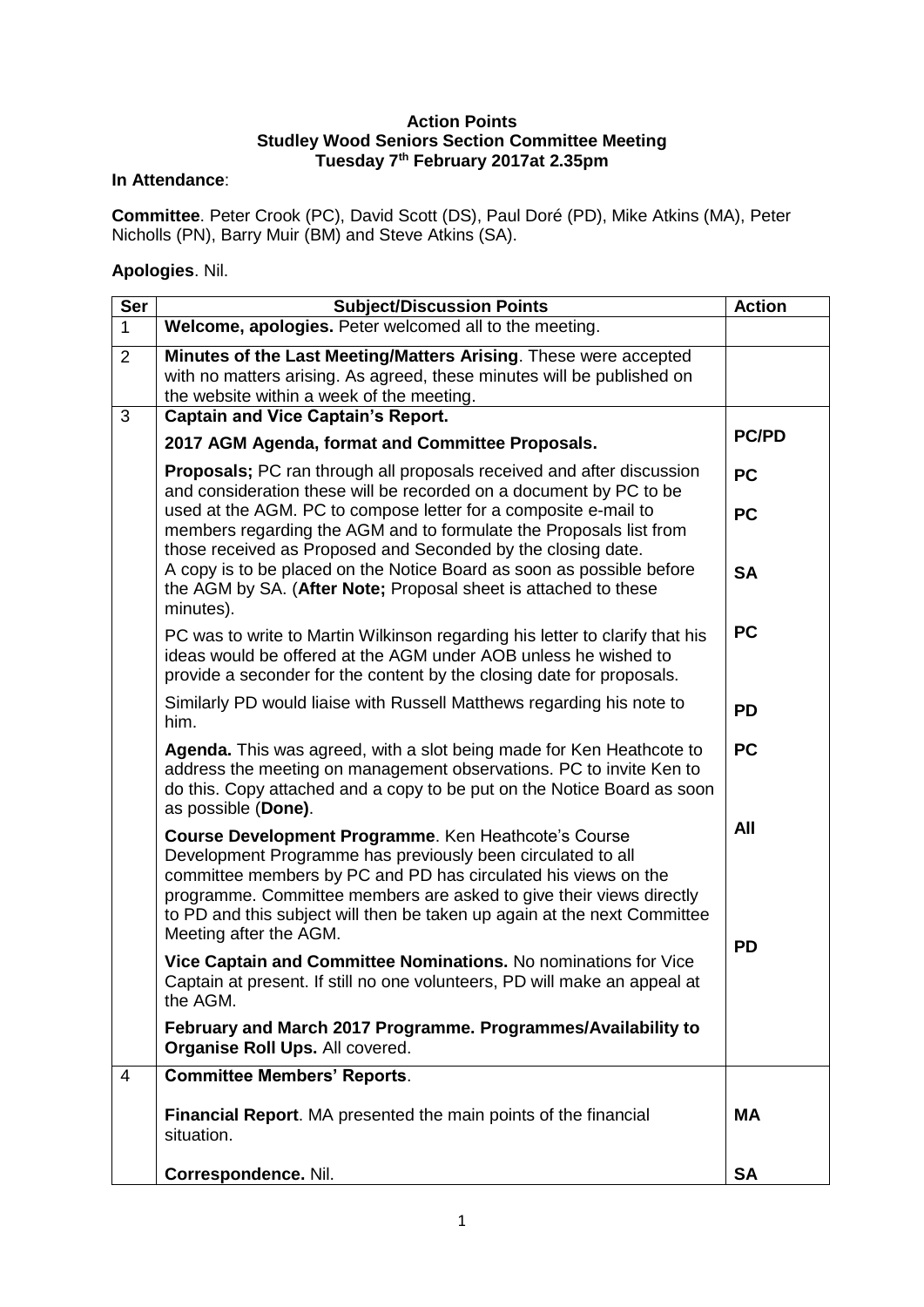**Action Points**
**Studley Wood Seniors Section Committee Meeting**
**Tuesday 7th February 2017at 2.35pm**

**In Attendance**:

**Committee**. Peter Crook (PC), David Scott (DS), Paul Doré (PD), Mike Atkins (MA), Peter Nicholls (PN), Barry Muir (BM) and Steve Atkins (SA).

**Apologies**. Nil.

| Ser | Subject/Discussion Points | Action |
|---|---|---|
| 1 | **Welcome, apologies.** Peter welcomed all to the meeting. | |
| 2 | **Minutes of the Last Meeting/Matters Arising**. These were accepted with no matters arising. As agreed, these minutes will be published on the website within a week of the meeting. | |
| 3 | **Captain and Vice Captain's Report.** | |
| | **2017 AGM Agenda, format and Committee Proposals.** | **PC/PD** |
| | **Proposals;** PC ran through all proposals received and after discussion and consideration these will be recorded on a document by PC to be used at the AGM. PC to compose letter for a composite e-mail to members regarding the AGM and to formulate the Proposals list from those received as Proposed and Seconded by the closing date. A copy is to be placed on the Notice Board as soon as possible before the AGM by SA. (**After Note;** Proposal sheet is attached to these minutes). | **PC** **PC** **SA** |
| | PC was to write to Martin Wilkinson regarding his letter to clarify that his ideas would be offered at the AGM under AOB unless he wished to provide a seconder for the content by the closing date for proposals. | **PC** |
| | Similarly PD would liaise with Russell Matthews regarding his note to him. | **PD** |
| | **Agenda.** This was agreed, with a slot being made for Ken Heathcote to address the meeting on management observations. PC to invite Ken to do this. Copy attached and a copy to be put on the Notice Board as soon as possible (**Done)**. | **PC** |
| | **Course Development Programme**. Ken Heathcote's Course Development Programme has previously been circulated to all committee members by PC and PD has circulated his views on the programme. Committee members are asked to give their views directly to PD and this subject will then be taken up again at the next Committee Meeting after the AGM. | **All** |
| | **Vice Captain and Committee Nominations.** No nominations for Vice Captain at present. If still no one volunteers, PD will make an appeal at the AGM. | **PD** |
| | **February and March 2017 Programme. Programmes/Availability to Organise Roll Ups.** All covered. | |
| 4 | **Committee Members' Reports**. | |
| | **Financial Report**. MA presented the main points of the financial situation. | **MA** |
| | **Correspondence.** Nil. | **SA** |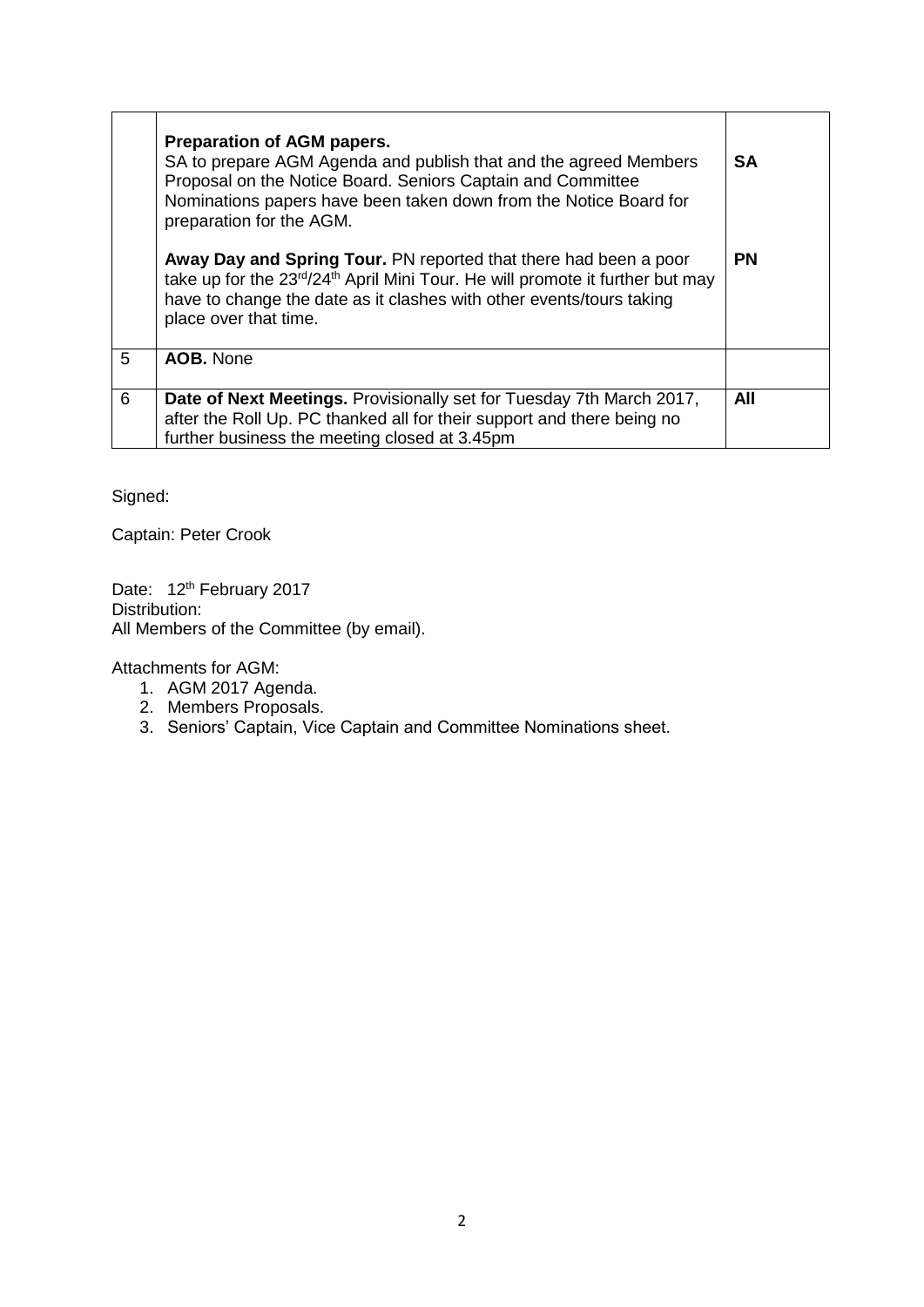| | | |
|---|---|---|
| | **Preparation of AGM papers.** SA to prepare AGM Agenda and publish that and the agreed Members Proposal on the Notice Board. Seniors Captain and Committee Nominations papers have been taken down from the Notice Board for preparation for the AGM.<br><br>**Away Day and Spring Tour.** PN reported that there had been a poor take up for the 23rd/24th April Mini Tour. He will promote it further but may have to change the date as it clashes with other events/tours taking place over that time. | **SA**<br><br>**PN** |
| 5 | **AOB.** None | |
| 6 | **Date of Next Meetings.** Provisionally set for Tuesday 7th March 2017, after the Roll Up. PC thanked all for their support and there being no further business the meeting closed at 3.45pm | **All** |

Signed:

Captain: Peter Crook

Date: 12th February 2017
Distribution:
All Members of the Committee (by email).

Attachments for AGM:

1. AGM 2017 Agenda.
2. Members Proposals.
3. Seniors' Captain, Vice Captain and Committee Nominations sheet.